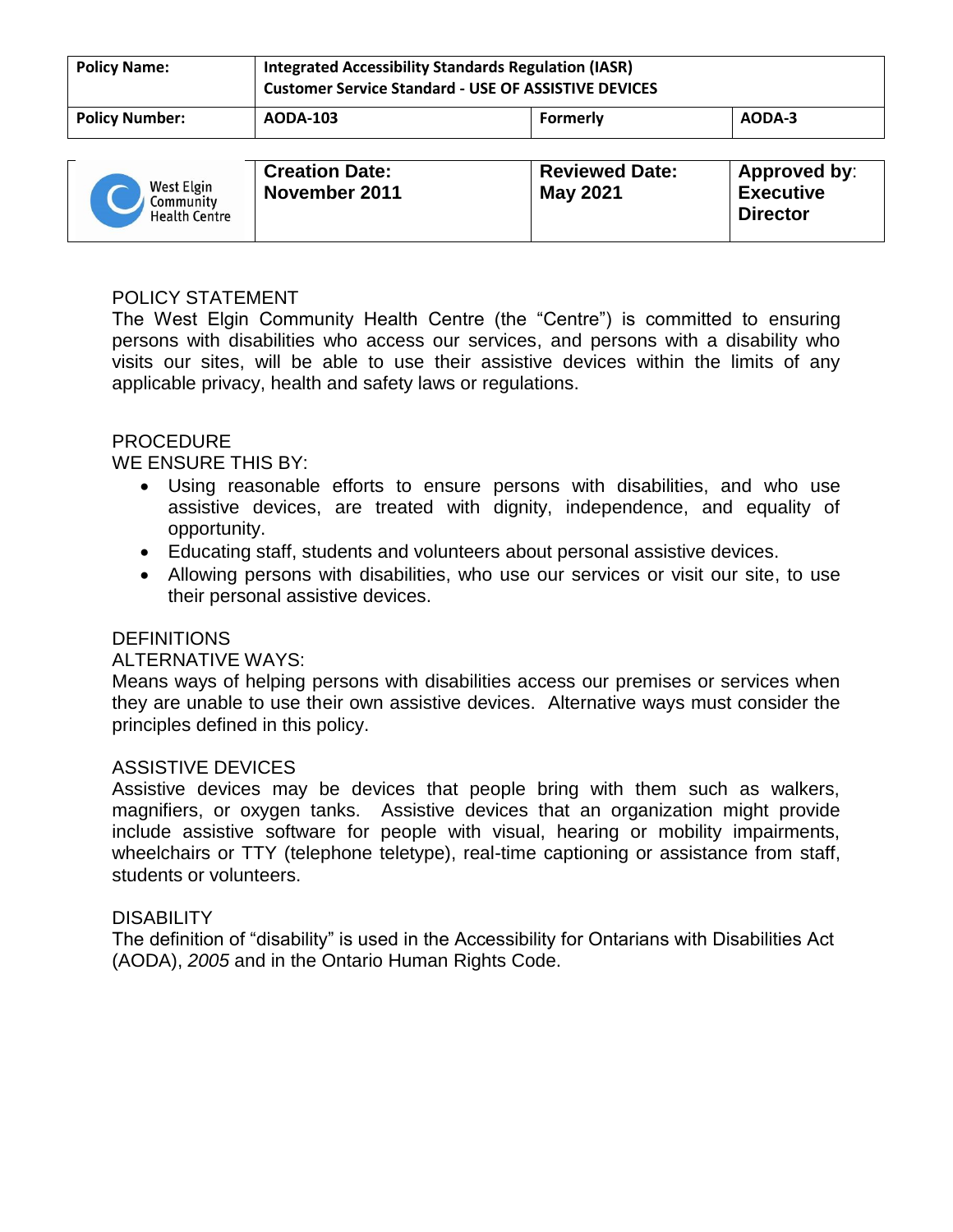| Policy Name: | Integrated Accessibility Standards Regulation (IASR) Customer Service Standard - USE OF ASSISTIVE DEVICES | | |
| --- | --- | --- | --- |
| Policy Number: | AODA-103 | Formerly | AODA-3 |

| West Elgin Community Health Centre | Creation Date: November 2011 | Reviewed Date: May 2021 | Approved by: Executive Director |
| --- | --- | --- | --- |

## POLICY STATEMENT

The West Elgin Community Health Centre (the "Centre") is committed to ensuring persons with disabilities who access our services, and persons with a disability who visits our sites, will be able to use their assistive devices within the limits of any applicable privacy, health and safety laws or regulations.

## PROCEDURE

WE ENSURE THIS BY:

- Using reasonable efforts to ensure persons with disabilities, and who use assistive devices, are treated with dignity, independence, and equality of opportunity.
- Educating staff, students and volunteers about personal assistive devices.
- Allowing persons with disabilities, who use our services or visit our site, to use their personal assistive devices.

## DEFINITIONS

### ALTERNATIVE WAYS:

Means ways of helping persons with disabilities access our premises or services when they are unable to use their own assistive devices. Alternative ways must consider the principles defined in this policy.

### ASSISTIVE DEVICES

Assistive devices may be devices that people bring with them such as walkers, magnifiers, or oxygen tanks. Assistive devices that an organization might provide include assistive software for people with visual, hearing or mobility impairments, wheelchairs or TTY (telephone teletype), real-time captioning or assistance from staff, students or volunteers.

### DISABILITY

The definition of "disability" is used in the Accessibility for Ontarians with Disabilities Act (AODA), *2005* and in the Ontario Human Rights Code.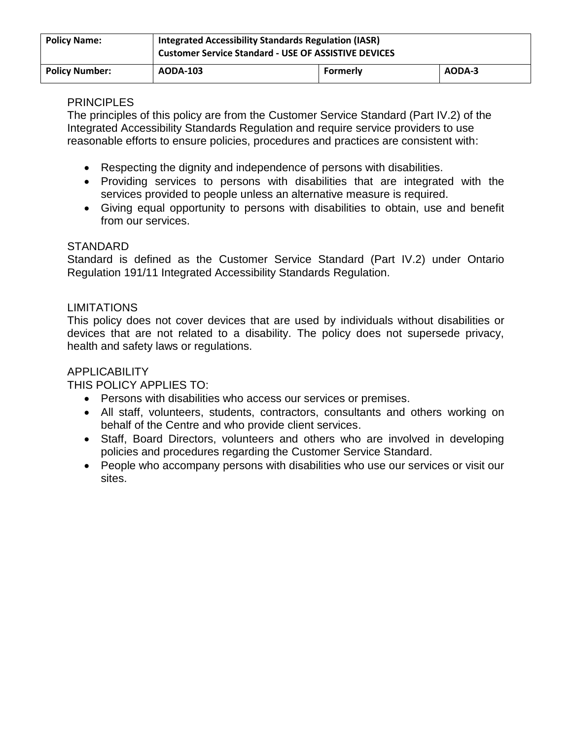| Policy Name: | Integrated Accessibility Standards Regulation (IASR) Customer Service Standard - USE OF ASSISTIVE DEVICES | | |
|---|---|---|---|
| Policy Number: | AODA-103 | Formerly | AODA-3 |

## PRINCIPLES

The principles of this policy are from the Customer Service Standard (Part IV.2) of the Integrated Accessibility Standards Regulation and require service providers to use reasonable efforts to ensure policies, procedures and practices are consistent with:

- Respecting the dignity and independence of persons with disabilities.
- Providing services to persons with disabilities that are integrated with the services provided to people unless an alternative measure is required.
- Giving equal opportunity to persons with disabilities to obtain, use and benefit from our services.

## STANDARD

Standard is defined as the Customer Service Standard (Part IV.2) under Ontario Regulation 191/11 Integrated Accessibility Standards Regulation.

## LIMITATIONS

This policy does not cover devices that are used by individuals without disabilities or devices that are not related to a disability. The policy does not supersede privacy, health and safety laws or regulations.

## APPLICABILITY

THIS POLICY APPLIES TO:

- Persons with disabilities who access our services or premises.
- All staff, volunteers, students, contractors, consultants and others working on behalf of the Centre and who provide client services.
- Staff, Board Directors, volunteers and others who are involved in developing policies and procedures regarding the Customer Service Standard.
- People who accompany persons with disabilities who use our services or visit our sites.